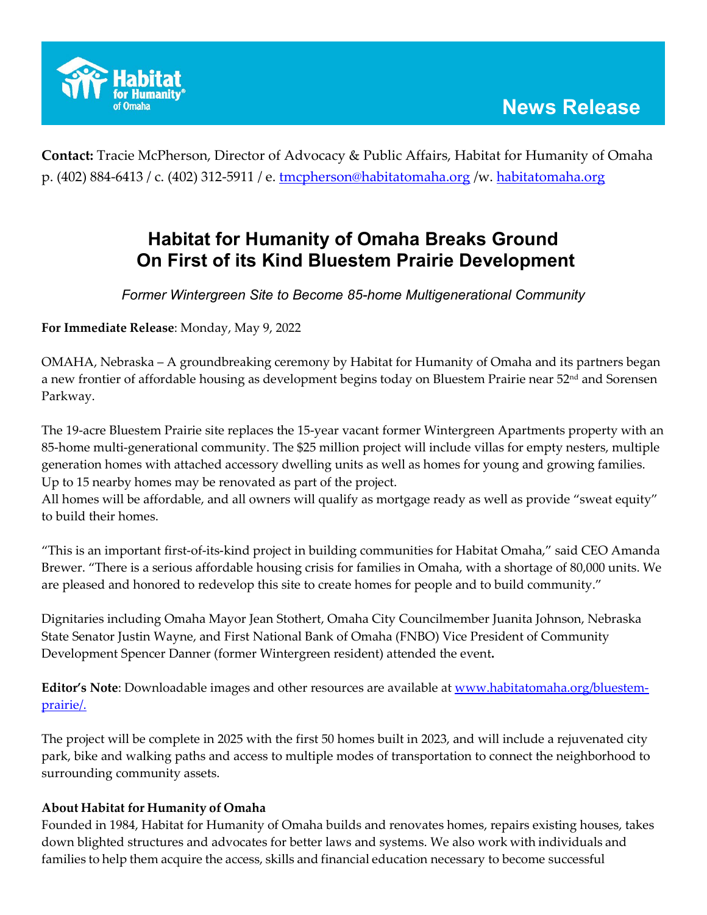Habitat for Humanity of Omaha

# News Release

**Contact:** Tracie McPherson, Director of Advocacy & Public Affairs, Habitat for Humanity of Omaha
p. (402) 884-6413 / c. (402) 312-5911 / e. tmcpherson@habitatomaha.org /w. habitatomaha.org

## Habitat for Humanity of Omaha Breaks Ground On First of its Kind Bluestem Prairie Development

*Former Wintergreen Site to Become 85-home Multigenerational Community*

**For Immediate Release**: Monday, May 9, 2022

OMAHA, Nebraska – A groundbreaking ceremony by Habitat for Humanity of Omaha and its partners began a new frontier of affordable housing as development begins today on Bluestem Prairie near 52nd and Sorensen Parkway.

The 19-acre Bluestem Prairie site replaces the 15-year vacant former Wintergreen Apartments property with an 85-home multi-generational community. The $25 million project will include villas for empty nesters, multiple generation homes with attached accessory dwelling units as well as homes for young and growing families. Up to 15 nearby homes may be renovated as part of the project.
All homes will be affordable, and all owners will qualify as mortgage ready as well as provide "sweat equity" to build their homes.

"This is an important first-of-its-kind project in building communities for Habitat Omaha," said CEO Amanda Brewer. "There is a serious affordable housing crisis for families in Omaha, with a shortage of 80,000 units. We are pleased and honored to redevelop this site to create homes for people and to build community."

Dignitaries including Omaha Mayor Jean Stothert, Omaha City Councilmember Juanita Johnson, Nebraska State Senator Justin Wayne, and First National Bank of Omaha (FNBO) Vice President of Community Development Spencer Danner (former Wintergreen resident) attended the event**.**

**Editor's Note**: Downloadable images and other resources are available at www.habitatomaha.org/bluestem-prairie/.

The project will be complete in 2025 with the first 50 homes built in 2023, and will include a rejuvenated city park, bike and walking paths and access to multiple modes of transportation to connect the neighborhood to surrounding community assets.

**About Habitat for Humanity of Omaha**
Founded in 1984, Habitat for Humanity of Omaha builds and renovates homes, repairs existing houses, takes down blighted structures and advocates for better laws and systems. We also work with individuals and families to help them acquire the access, skills and financial education necessary to become successful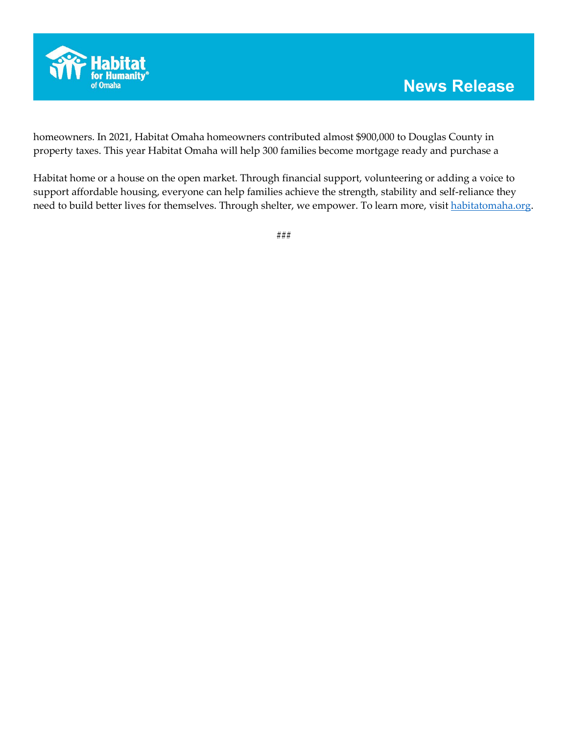homeowners. In 2021, Habitat Omaha homeowners contributed almost $900,000 to Douglas County in property taxes. This year Habitat Omaha will help 300 families become mortgage ready and purchase a

Habitat home or a house on the open market. Through financial support, volunteering or adding a voice to support affordable housing, everyone can help families achieve the strength, stability and self-reliance they need to build better lives for themselves. Through shelter, we empower. To learn more, visit [habitatomaha.org](habitatomaha.org).

###